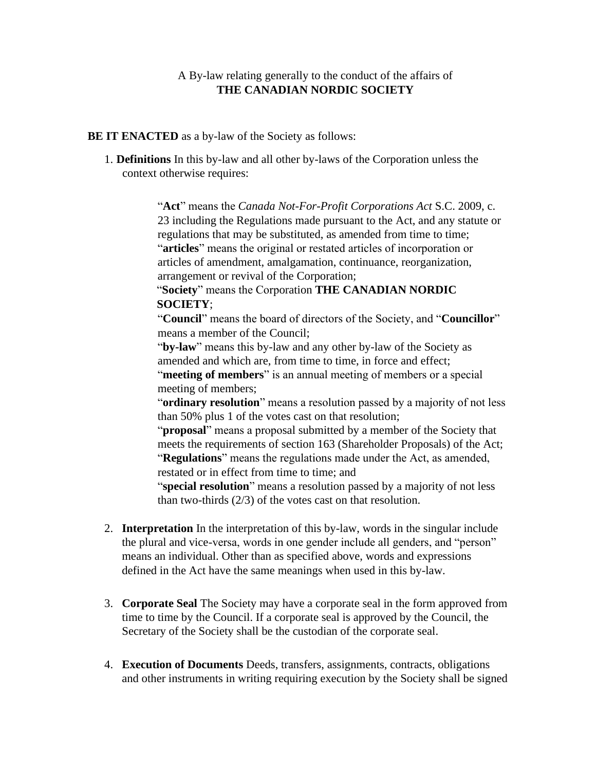A By-law relating generally to the conduct of the affairs of
**THE CANADIAN NORDIC SOCIETY**

**BE IT ENACTED** as a by-law of the Society as follows:

1. **Definitions** In this by-law and all other by-laws of the Corporation unless the context otherwise requires:

   "**Act**" means the *Canada Not-For-Profit Corporations Act* S.C. 2009, c. 23 including the Regulations made pursuant to the Act, and any statute or regulations that may be substituted, as amended from time to time;
   "**articles**" means the original or restated articles of incorporation or articles of amendment, amalgamation, continuance, reorganization, arrangement or revival of the Corporation;
   "**Society**" means the Corporation **THE CANADIAN NORDIC SOCIETY**;
   "**Council**" means the board of directors of the Society, and "**Councillor**" means a member of the Council;
   "**by-law**" means this by-law and any other by-law of the Society as amended and which are, from time to time, in force and effect;
   "**meeting of members**" is an annual meeting of members or a special meeting of members;
   "**ordinary resolution**" means a resolution passed by a majority of not less than 50% plus 1 of the votes cast on that resolution;
   "**proposal**" means a proposal submitted by a member of the Society that meets the requirements of section 163 (Shareholder Proposals) of the Act;
   "**Regulations**" means the regulations made under the Act, as amended, restated or in effect from time to time; and
   "**special resolution**" means a resolution passed by a majority of not less than two-thirds (2/3) of the votes cast on that resolution.

2. **Interpretation** In the interpretation of this by-law, words in the singular include the plural and vice-versa, words in one gender include all genders, and "person" means an individual. Other than as specified above, words and expressions defined in the Act have the same meanings when used in this by-law.

3. **Corporate Seal** The Society may have a corporate seal in the form approved from time to time by the Council. If a corporate seal is approved by the Council, the Secretary of the Society shall be the custodian of the corporate seal.

4. **Execution of Documents** Deeds, transfers, assignments, contracts, obligations and other instruments in writing requiring execution by the Society shall be signed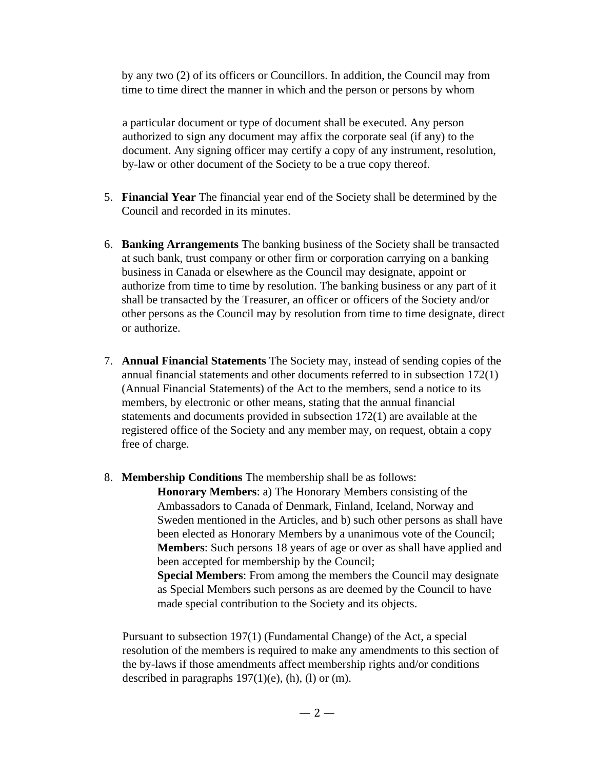by any two (2) of its officers or Councillors. In addition, the Council may from time to time direct the manner in which and the person or persons by whom

a particular document or type of document shall be executed. Any person authorized to sign any document may affix the corporate seal (if any) to the document. Any signing officer may certify a copy of any instrument, resolution, by-law or other document of the Society to be a true copy thereof.

5. **Financial Year** The financial year end of the Society shall be determined by the Council and recorded in its minutes.

6. **Banking Arrangements** The banking business of the Society shall be transacted at such bank, trust company or other firm or corporation carrying on a banking business in Canada or elsewhere as the Council may designate, appoint or authorize from time to time by resolution. The banking business or any part of it shall be transacted by the Treasurer, an officer or officers of the Society and/or other persons as the Council may by resolution from time to time designate, direct or authorize.

7. **Annual Financial Statements** The Society may, instead of sending copies of the annual financial statements and other documents referred to in subsection 172(1) (Annual Financial Statements) of the Act to the members, send a notice to its members, by electronic or other means, stating that the annual financial statements and documents provided in subsection 172(1) are available at the registered office of the Society and any member may, on request, obtain a copy free of charge.

8. **Membership Conditions** The membership shall be as follows:

   **Honorary Members**: a) The Honorary Members consisting of the Ambassadors to Canada of Denmark, Finland, Iceland, Norway and Sweden mentioned in the Articles, and b) such other persons as shall have been elected as Honorary Members by a unanimous vote of the Council;
   **Members**: Such persons 18 years of age or over as shall have applied and been accepted for membership by the Council;
   **Special Members**: From among the members the Council may designate as Special Members such persons as are deemed by the Council to have made special contribution to the Society and its objects.

   Pursuant to subsection 197(1) (Fundamental Change) of the Act, a special resolution of the members is required to make any amendments to this section of the by-laws if those amendments affect membership rights and/or conditions described in paragraphs 197(1)(e), (h), (l) or (m).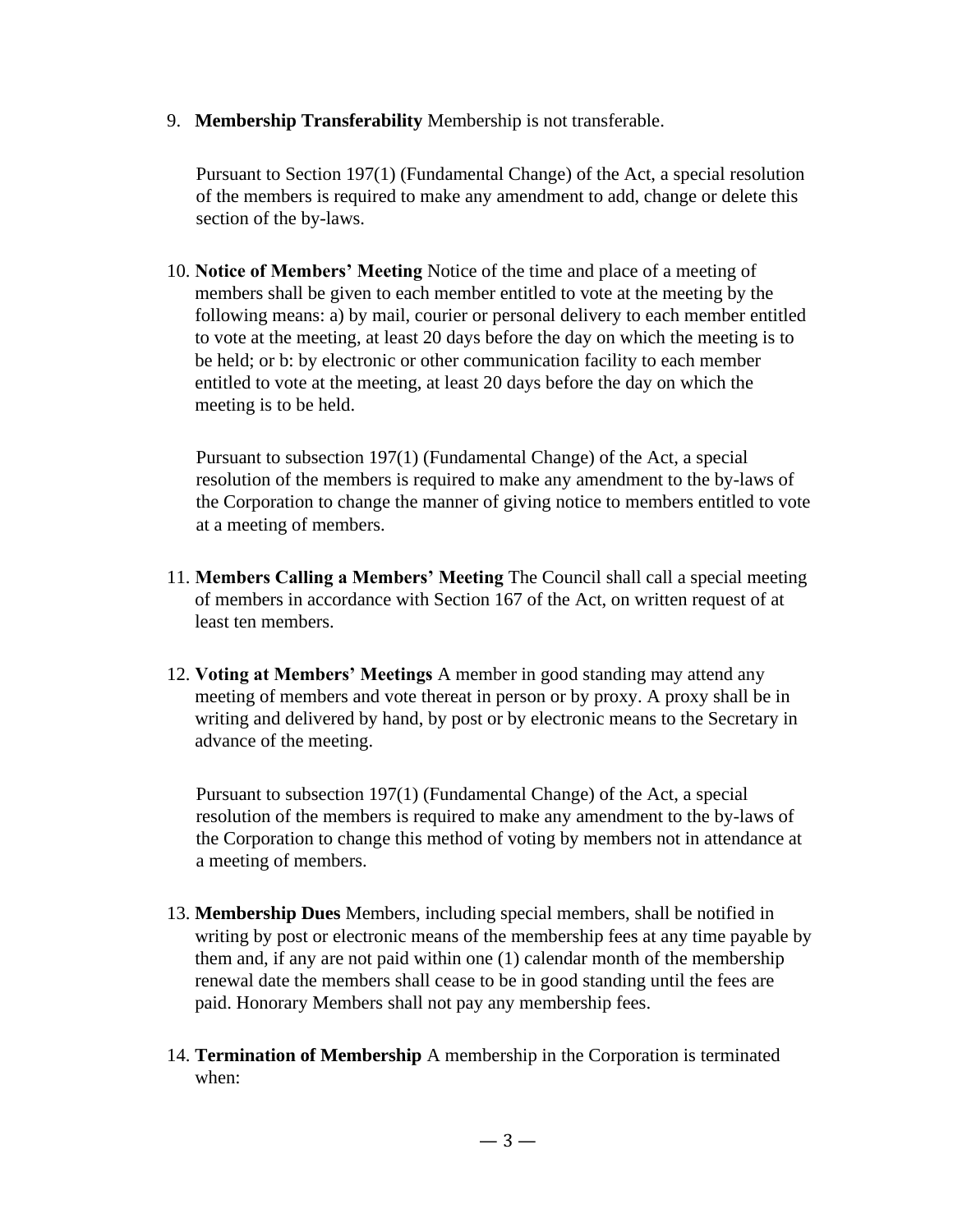9. **Membership Transferability** Membership is not transferable.

   Pursuant to Section 197(1) (Fundamental Change) of the Act, a special resolution of the members is required to make any amendment to add, change or delete this section of the by-laws.

10. **Notice of Members' Meeting** Notice of the time and place of a meeting of members shall be given to each member entitled to vote at the meeting by the following means: a) by mail, courier or personal delivery to each member entitled to vote at the meeting, at least 20 days before the day on which the meeting is to be held; or b: by electronic or other communication facility to each member entitled to vote at the meeting, at least 20 days before the day on which the meeting is to be held.

    Pursuant to subsection 197(1) (Fundamental Change) of the Act, a special resolution of the members is required to make any amendment to the by-laws of the Corporation to change the manner of giving notice to members entitled to vote at a meeting of members.

11. **Members Calling a Members' Meeting** The Council shall call a special meeting of members in accordance with Section 167 of the Act, on written request of at least ten members.

12. **Voting at Members' Meetings** A member in good standing may attend any meeting of members and vote thereat in person or by proxy. A proxy shall be in writing and delivered by hand, by post or by electronic means to the Secretary in advance of the meeting.

    Pursuant to subsection 197(1) (Fundamental Change) of the Act, a special resolution of the members is required to make any amendment to the by-laws of the Corporation to change this method of voting by members not in attendance at a meeting of members.

13. **Membership Dues** Members, including special members, shall be notified in writing by post or electronic means of the membership fees at any time payable by them and, if any are not paid within one (1) calendar month of the membership renewal date the members shall cease to be in good standing until the fees are paid. Honorary Members shall not pay any membership fees.

14. **Termination of Membership** A membership in the Corporation is terminated when: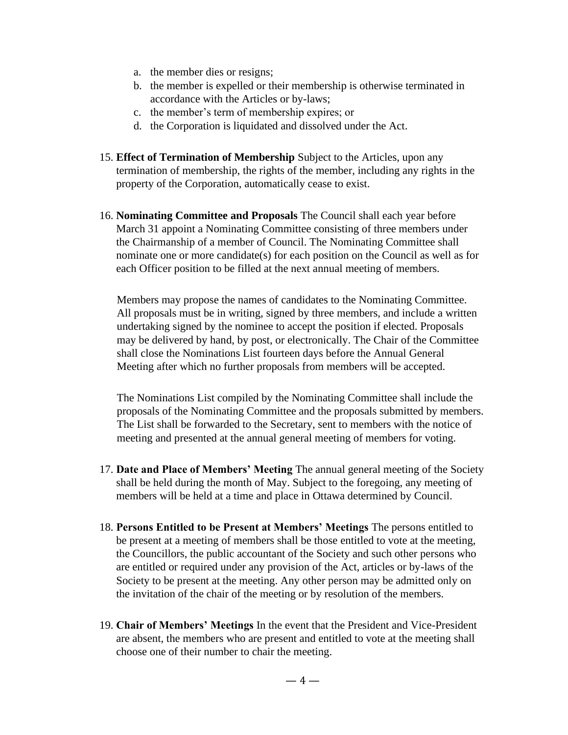a. the member dies or resigns;
b. the member is expelled or their membership is otherwise terminated in accordance with the Articles or by-laws;
c. the member's term of membership expires; or
d. the Corporation is liquidated and dissolved under the Act.

15. **Effect of Termination of Membership** Subject to the Articles, upon any termination of membership, the rights of the member, including any rights in the property of the Corporation, automatically cease to exist.

16. **Nominating Committee and Proposals** The Council shall each year before March 31 appoint a Nominating Committee consisting of three members under the Chairmanship of a member of Council. The Nominating Committee shall nominate one or more candidate(s) for each position on the Council as well as for each Officer position to be filled at the next annual meeting of members.

    Members may propose the names of candidates to the Nominating Committee. All proposals must be in writing, signed by three members, and include a written undertaking signed by the nominee to accept the position if elected. Proposals may be delivered by hand, by post, or electronically. The Chair of the Committee shall close the Nominations List fourteen days before the Annual General Meeting after which no further proposals from members will be accepted.

    The Nominations List compiled by the Nominating Committee shall include the proposals of the Nominating Committee and the proposals submitted by members. The List shall be forwarded to the Secretary, sent to members with the notice of meeting and presented at the annual general meeting of members for voting.

17. **Date and Place of Members' Meeting** The annual general meeting of the Society shall be held during the month of May. Subject to the foregoing, any meeting of members will be held at a time and place in Ottawa determined by Council.

18. **Persons Entitled to be Present at Members' Meetings** The persons entitled to be present at a meeting of members shall be those entitled to vote at the meeting, the Councillors, the public accountant of the Society and such other persons who are entitled or required under any provision of the Act, articles or by-laws of the Society to be present at the meeting. Any other person may be admitted only on the invitation of the chair of the meeting or by resolution of the members.

19. **Chair of Members' Meetings** In the event that the President and Vice-President are absent, the members who are present and entitled to vote at the meeting shall choose one of their number to chair the meeting.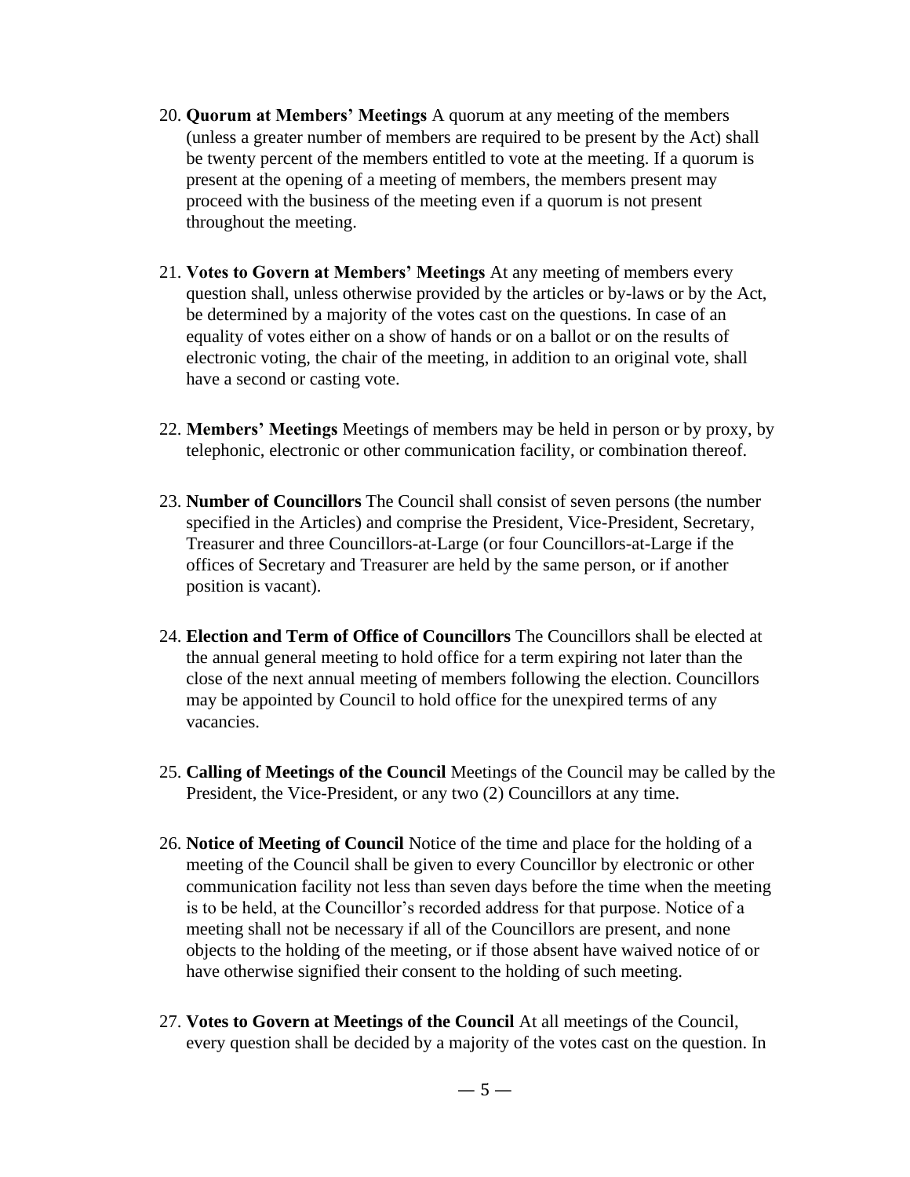20. **Quorum at Members' Meetings** A quorum at any meeting of the members (unless a greater number of members are required to be present by the Act) shall be twenty percent of the members entitled to vote at the meeting. If a quorum is present at the opening of a meeting of members, the members present may proceed with the business of the meeting even if a quorum is not present throughout the meeting.

21. **Votes to Govern at Members' Meetings** At any meeting of members every question shall, unless otherwise provided by the articles or by-laws or by the Act, be determined by a majority of the votes cast on the questions. In case of an equality of votes either on a show of hands or on a ballot or on the results of electronic voting, the chair of the meeting, in addition to an original vote, shall have a second or casting vote.

22. **Members' Meetings** Meetings of members may be held in person or by proxy, by telephonic, electronic or other communication facility, or combination thereof.

23. **Number of Councillors** The Council shall consist of seven persons (the number specified in the Articles) and comprise the President, Vice-President, Secretary, Treasurer and three Councillors-at-Large (or four Councillors-at-Large if the offices of Secretary and Treasurer are held by the same person, or if another position is vacant).

24. **Election and Term of Office of Councillors** The Councillors shall be elected at the annual general meeting to hold office for a term expiring not later than the close of the next annual meeting of members following the election. Councillors may be appointed by Council to hold office for the unexpired terms of any vacancies.

25. **Calling of Meetings of the Council** Meetings of the Council may be called by the President, the Vice-President, or any two (2) Councillors at any time.

26. **Notice of Meeting of Council** Notice of the time and place for the holding of a meeting of the Council shall be given to every Councillor by electronic or other communication facility not less than seven days before the time when the meeting is to be held, at the Councillor's recorded address for that purpose. Notice of a meeting shall not be necessary if all of the Councillors are present, and none objects to the holding of the meeting, or if those absent have waived notice of or have otherwise signified their consent to the holding of such meeting.

27. **Votes to Govern at Meetings of the Council** At all meetings of the Council, every question shall be decided by a majority of the votes cast on the question. In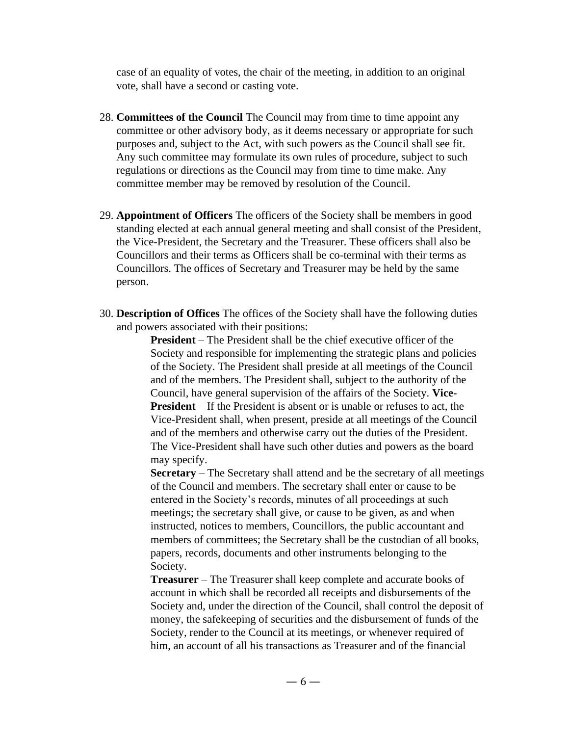case of an equality of votes, the chair of the meeting, in addition to an original vote, shall have a second or casting vote.

28. **Committees of the Council** The Council may from time to time appoint any committee or other advisory body, as it deems necessary or appropriate for such purposes and, subject to the Act, with such powers as the Council shall see fit. Any such committee may formulate its own rules of procedure, subject to such regulations or directions as the Council may from time to time make. Any committee member may be removed by resolution of the Council.

29. **Appointment of Officers** The officers of the Society shall be members in good standing elected at each annual general meeting and shall consist of the President, the Vice-President, the Secretary and the Treasurer. These officers shall also be Councillors and their terms as Officers shall be co-terminal with their terms as Councillors. The offices of Secretary and Treasurer may be held by the same person.

30. **Description of Offices** The offices of the Society shall have the following duties and powers associated with their positions:

    **President** – The President shall be the chief executive officer of the Society and responsible for implementing the strategic plans and policies of the Society. The President shall preside at all meetings of the Council and of the members. The President shall, subject to the authority of the Council, have general supervision of the affairs of the Society. **Vice-President** – If the President is absent or is unable or refuses to act, the Vice-President shall, when present, preside at all meetings of the Council and of the members and otherwise carry out the duties of the President. The Vice-President shall have such other duties and powers as the board may specify.

    **Secretary** – The Secretary shall attend and be the secretary of all meetings of the Council and members. The secretary shall enter or cause to be entered in the Society's records, minutes of all proceedings at such meetings; the secretary shall give, or cause to be given, as and when instructed, notices to members, Councillors, the public accountant and members of committees; the Secretary shall be the custodian of all books, papers, records, documents and other instruments belonging to the Society.

    **Treasurer** – The Treasurer shall keep complete and accurate books of account in which shall be recorded all receipts and disbursements of the Society and, under the direction of the Council, shall control the deposit of money, the safekeeping of securities and the disbursement of funds of the Society, render to the Council at its meetings, or whenever required of him, an account of all his transactions as Treasurer and of the financial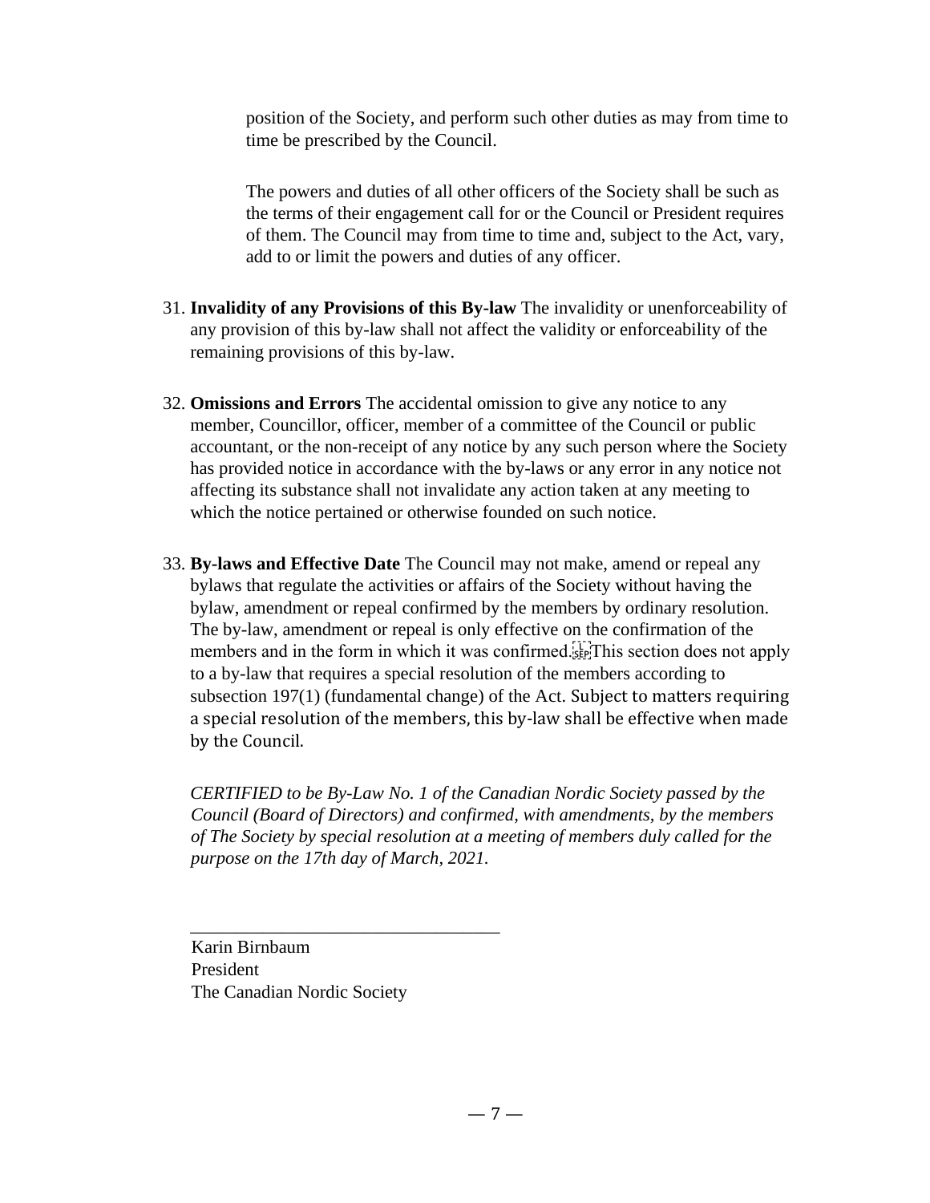position of the Society, and perform such other duties as may from time to time be prescribed by the Council.

The powers and duties of all other officers of the Society shall be such as the terms of their engagement call for or the Council or President requires of them. The Council may from time to time and, subject to the Act, vary, add to or limit the powers and duties of any officer.

31. **Invalidity of any Provisions of this By-law** The invalidity or unenforceability of any provision of this by-law shall not affect the validity or enforceability of the remaining provisions of this by-law.

32. **Omissions and Errors** The accidental omission to give any notice to any member, Councillor, officer, member of a committee of the Council or public accountant, or the non-receipt of any notice by any such person where the Society has provided notice in accordance with the by-laws or any error in any notice not affecting its substance shall not invalidate any action taken at any meeting to which the notice pertained or otherwise founded on such notice.

33. **By-laws and Effective Date** The Council may not make, amend or repeal any bylaws that regulate the activities or affairs of the Society without having the bylaw, amendment or repeal confirmed by the members by ordinary resolution. The by-law, amendment or repeal is only effective on the confirmation of the members and in the form in which it was confirmed. This section does not apply to a by-law that requires a special resolution of the members according to subsection 197(1) (fundamental change) of the Act. Subject to matters requiring a special resolution of the members, this by-law shall be effective when made by the Council.

*CERTIFIED to be By-Law No. 1 of the Canadian Nordic Society passed by the Council (Board of Directors) and confirmed, with amendments, by the members of The Society by special resolution at a meeting of members duly called for the purpose on the 17th day of March, 2021.*

\_\_\_\_\_\_\_\_\_\_\_\_\_\_\_\_\_\_\_\_\_\_\_\_\_\_\_\_\_\_\_\_\_\_

Karin Birnbaum
President
The Canadian Nordic Society